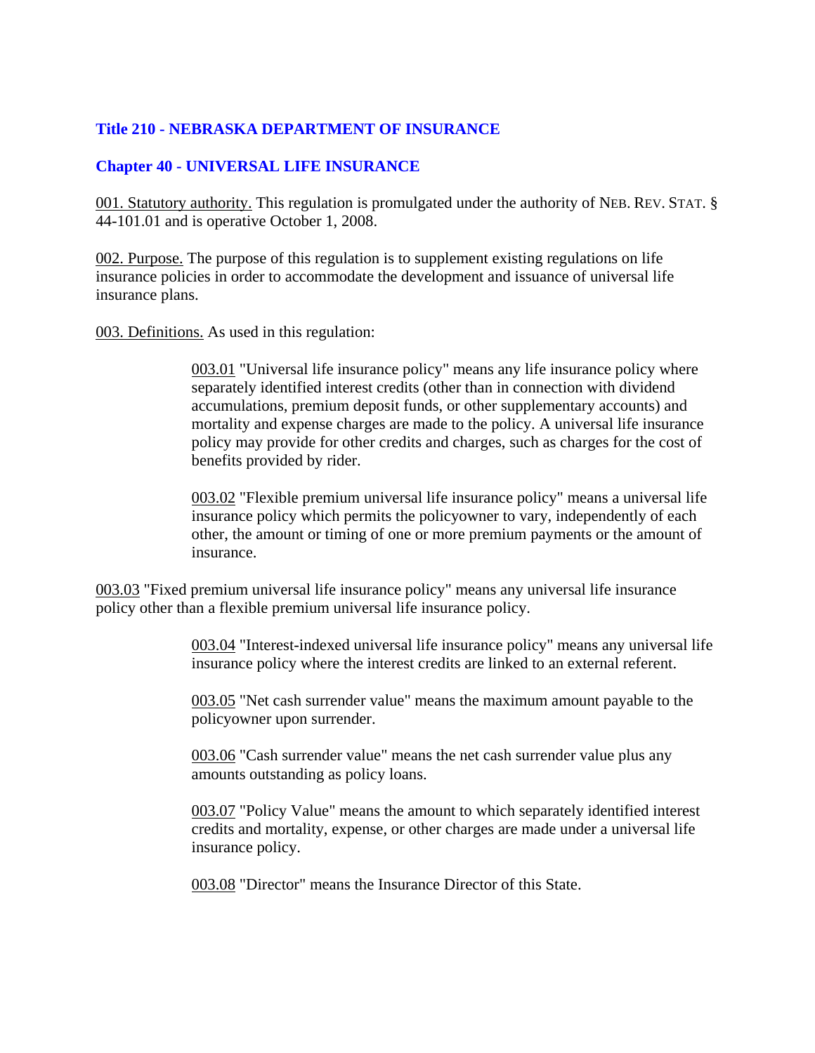## Title 210 - NEBRASKA DEPARTMENT OF INSURANCE

## Chapter 40 - UNIVERSAL LIFE INSURANCE

001. Statutory authority. This regulation is promulgated under the authority of NEB. REV. STAT. § 44-101.01 and is operative October 1, 2008.

002. Purpose. The purpose of this regulation is to supplement existing regulations on life insurance policies in order to accommodate the development and issuance of universal life insurance plans.

003. Definitions. As used in this regulation:

003.01 "Universal life insurance policy" means any life insurance policy where separately identified interest credits (other than in connection with dividend accumulations, premium deposit funds, or other supplementary accounts) and mortality and expense charges are made to the policy. A universal life insurance policy may provide for other credits and charges, such as charges for the cost of benefits provided by rider.

003.02 "Flexible premium universal life insurance policy" means a universal life insurance policy which permits the policyowner to vary, independently of each other, the amount or timing of one or more premium payments or the amount of insurance.

003.03 "Fixed premium universal life insurance policy" means any universal life insurance policy other than a flexible premium universal life insurance policy.

003.04 "Interest-indexed universal life insurance policy" means any universal life insurance policy where the interest credits are linked to an external referent.

003.05 "Net cash surrender value" means the maximum amount payable to the policyowner upon surrender.

003.06 "Cash surrender value" means the net cash surrender value plus any amounts outstanding as policy loans.

003.07 "Policy Value" means the amount to which separately identified interest credits and mortality, expense, or other charges are made under a universal life insurance policy.

003.08 "Director" means the Insurance Director of this State.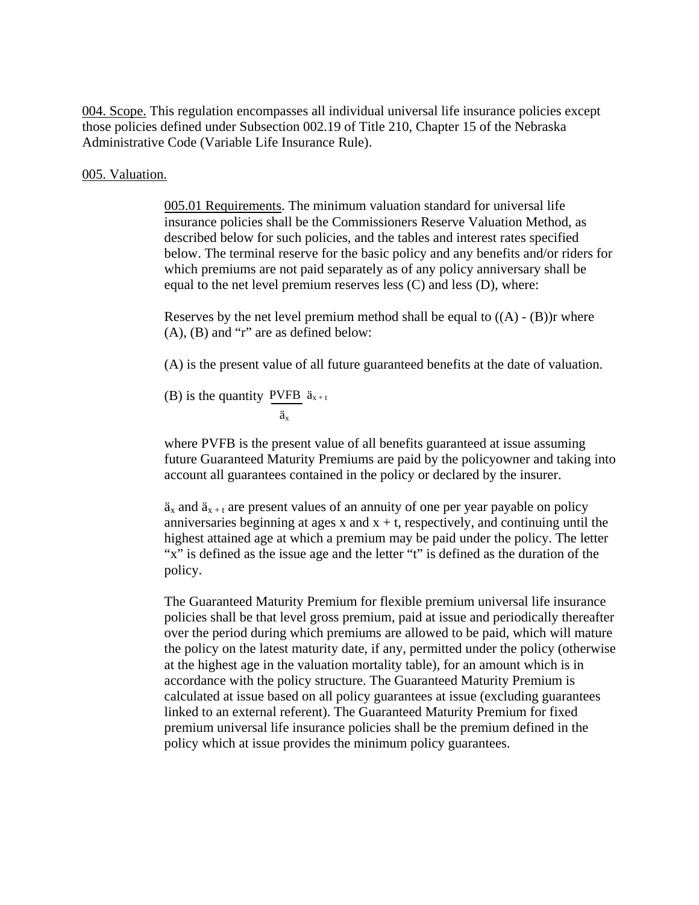004. Scope. This regulation encompasses all individual universal life insurance policies except those policies defined under Subsection 002.19 of Title 210, Chapter 15 of the Nebraska Administrative Code (Variable Life Insurance Rule).

005. Valuation.

005.01 Requirements. The minimum valuation standard for universal life insurance policies shall be the Commissioners Reserve Valuation Method, as described below for such policies, and the tables and interest rates specified below. The terminal reserve for the basic policy and any benefits and/or riders for which premiums are not paid separately as of any policy anniversary shall be equal to the net level premium reserves less (C) and less (D), where:

Reserves by the net level premium method shall be equal to ((A) - (B))r where (A), (B) and "r" are as defined below:

(A) is the present value of all future guaranteed benefits at the date of valuation.

(B) is the quantity $\frac{\text{PVFB}}{\ddot{a}_x} \ddot{a}_{x+t}$

where PVFB is the present value of all benefits guaranteed at issue assuming future Guaranteed Maturity Premiums are paid by the policyowner and taking into account all guarantees contained in the policy or declared by the insurer.

$\ddot{a}_x$ and $\ddot{a}_{x+t}$ are present values of an annuity of one per year payable on policy anniversaries beginning at ages x and x + t, respectively, and continuing until the highest attained age at which a premium may be paid under the policy. The letter "x" is defined as the issue age and the letter "t" is defined as the duration of the policy.

The Guaranteed Maturity Premium for flexible premium universal life insurance policies shall be that level gross premium, paid at issue and periodically thereafter over the period during which premiums are allowed to be paid, which will mature the policy on the latest maturity date, if any, permitted under the policy (otherwise at the highest age in the valuation mortality table), for an amount which is in accordance with the policy structure. The Guaranteed Maturity Premium is calculated at issue based on all policy guarantees at issue (excluding guarantees linked to an external referent). The Guaranteed Maturity Premium for fixed premium universal life insurance policies shall be the premium defined in the policy which at issue provides the minimum policy guarantees.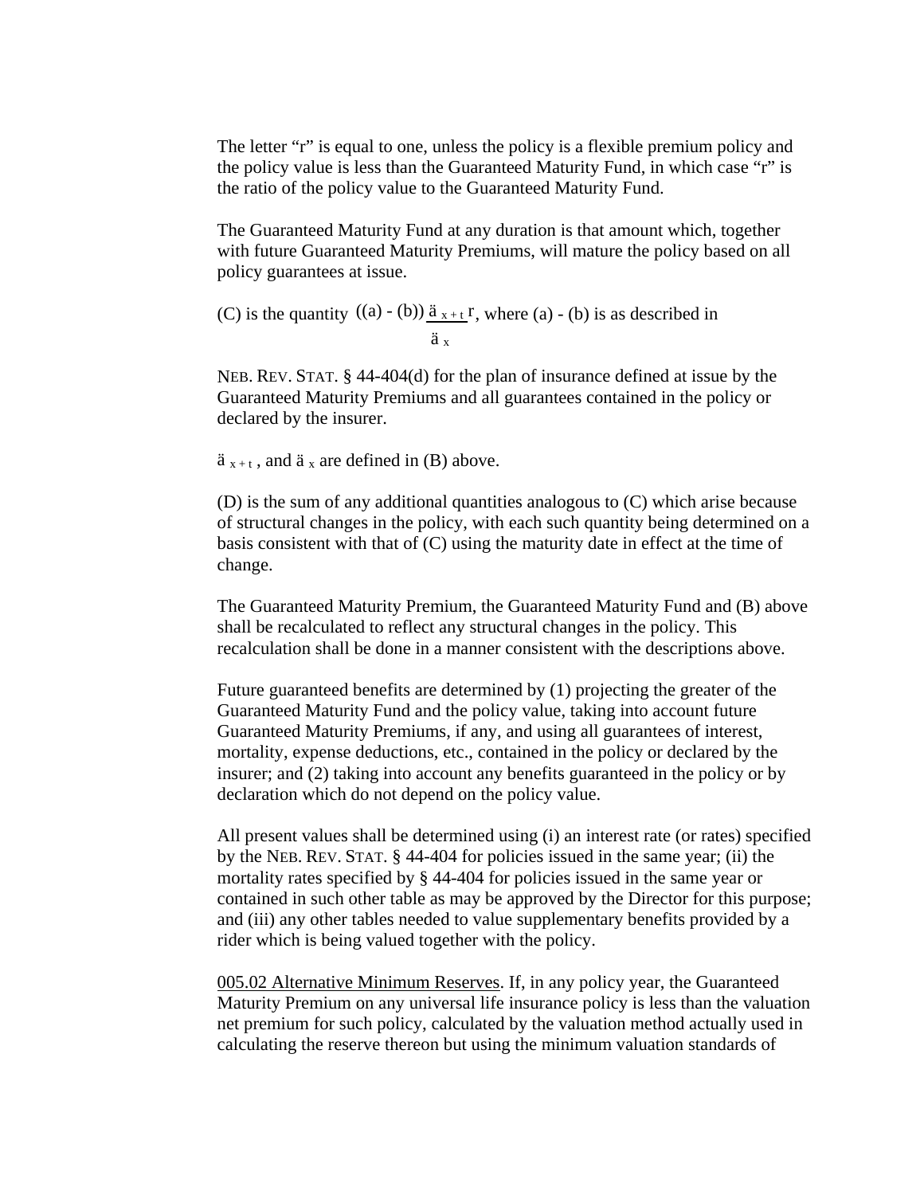The letter "r" is equal to one, unless the policy is a flexible premium policy and the policy value is less than the Guaranteed Maturity Fund, in which case "r" is the ratio of the policy value to the Guaranteed Maturity Fund.

The Guaranteed Maturity Fund at any duration is that amount which, together with future Guaranteed Maturity Premiums, will mature the policy based on all policy guarantees at issue.

(C) is the quantity $((a) - (b))\dfrac{\ddot{a}_{x+t}\, r}{\ddot{a}_x}$, where (a) - (b) is as described in

NEB. REV. STAT. § 44-404(d) for the plan of insurance defined at issue by the Guaranteed Maturity Premiums and all guarantees contained in the policy or declared by the insurer.

$\ddot{a}_{x+t}$, and $\ddot{a}_x$ are defined in (B) above.

(D) is the sum of any additional quantities analogous to (C) which arise because of structural changes in the policy, with each such quantity being determined on a basis consistent with that of (C) using the maturity date in effect at the time of change.

The Guaranteed Maturity Premium, the Guaranteed Maturity Fund and (B) above shall be recalculated to reflect any structural changes in the policy. This recalculation shall be done in a manner consistent with the descriptions above.

Future guaranteed benefits are determined by (1) projecting the greater of the Guaranteed Maturity Fund and the policy value, taking into account future Guaranteed Maturity Premiums, if any, and using all guarantees of interest, mortality, expense deductions, etc., contained in the policy or declared by the insurer; and (2) taking into account any benefits guaranteed in the policy or by declaration which do not depend on the policy value.

All present values shall be determined using (i) an interest rate (or rates) specified by the NEB. REV. STAT. § 44-404 for policies issued in the same year; (ii) the mortality rates specified by § 44-404 for policies issued in the same year or contained in such other table as may be approved by the Director for this purpose; and (iii) any other tables needed to value supplementary benefits provided by a rider which is being valued together with the policy.

005.02 Alternative Minimum Reserves. If, in any policy year, the Guaranteed Maturity Premium on any universal life insurance policy is less than the valuation net premium for such policy, calculated by the valuation method actually used in calculating the reserve thereon but using the minimum valuation standards of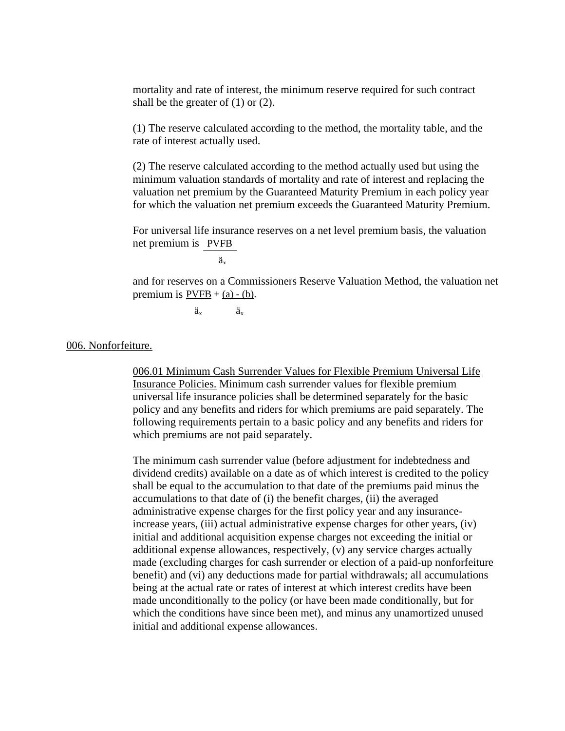mortality and rate of interest, the minimum reserve required for such contract shall be the greater of (1) or (2).

(1) The reserve calculated according to the method, the mortality table, and the rate of interest actually used.

(2) The reserve calculated according to the method actually used but using the minimum valuation standards of mortality and rate of interest and replacing the valuation net premium by the Guaranteed Maturity Premium in each policy year for which the valuation net premium exceeds the Guaranteed Maturity Premium.

For universal life insurance reserves on a net level premium basis, the valuation net premium is $\frac{PVFB}{\ddot{a}_x}$

and for reserves on a Commissioners Reserve Valuation Method, the valuation net premium is $\frac{PVFB}{\ddot{a}_x} + \frac{(a) - (b)}{\ddot{a}_x}$.

## 006. Nonforfeiture.

006.01 Minimum Cash Surrender Values for Flexible Premium Universal Life Insurance Policies. Minimum cash surrender values for flexible premium universal life insurance policies shall be determined separately for the basic policy and any benefits and riders for which premiums are paid separately. The following requirements pertain to a basic policy and any benefits and riders for which premiums are not paid separately.

The minimum cash surrender value (before adjustment for indebtedness and dividend credits) available on a date as of which interest is credited to the policy shall be equal to the accumulation to that date of the premiums paid minus the accumulations to that date of (i) the benefit charges, (ii) the averaged administrative expense charges for the first policy year and any insurance-increase years, (iii) actual administrative expense charges for other years, (iv) initial and additional acquisition expense charges not exceeding the initial or additional expense allowances, respectively, (v) any service charges actually made (excluding charges for cash surrender or election of a paid-up nonforfeiture benefit) and (vi) any deductions made for partial withdrawals; all accumulations being at the actual rate or rates of interest at which interest credits have been made unconditionally to the policy (or have been made conditionally, but for which the conditions have since been met), and minus any unamortized unused initial and additional expense allowances.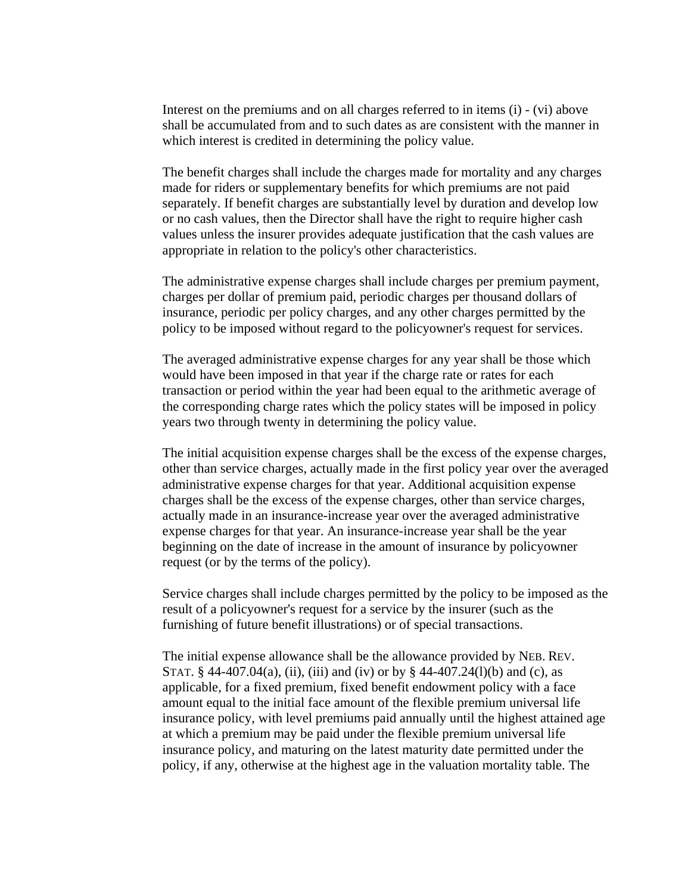Interest on the premiums and on all charges referred to in items (i) - (vi) above shall be accumulated from and to such dates as are consistent with the manner in which interest is credited in determining the policy value.

The benefit charges shall include the charges made for mortality and any charges made for riders or supplementary benefits for which premiums are not paid separately. If benefit charges are substantially level by duration and develop low or no cash values, then the Director shall have the right to require higher cash values unless the insurer provides adequate justification that the cash values are appropriate in relation to the policy's other characteristics.

The administrative expense charges shall include charges per premium payment, charges per dollar of premium paid, periodic charges per thousand dollars of insurance, periodic per policy charges, and any other charges permitted by the policy to be imposed without regard to the policyowner's request for services.

The averaged administrative expense charges for any year shall be those which would have been imposed in that year if the charge rate or rates for each transaction or period within the year had been equal to the arithmetic average of the corresponding charge rates which the policy states will be imposed in policy years two through twenty in determining the policy value.

The initial acquisition expense charges shall be the excess of the expense charges, other than service charges, actually made in the first policy year over the averaged administrative expense charges for that year. Additional acquisition expense charges shall be the excess of the expense charges, other than service charges, actually made in an insurance-increase year over the averaged administrative expense charges for that year. An insurance-increase year shall be the year beginning on the date of increase in the amount of insurance by policyowner request (or by the terms of the policy).

Service charges shall include charges permitted by the policy to be imposed as the result of a policyowner's request for a service by the insurer (such as the furnishing of future benefit illustrations) or of special transactions.

The initial expense allowance shall be the allowance provided by NEB. REV. STAT. § 44-407.04(a), (ii), (iii) and (iv) or by § 44-407.24(l)(b) and (c), as applicable, for a fixed premium, fixed benefit endowment policy with a face amount equal to the initial face amount of the flexible premium universal life insurance policy, with level premiums paid annually until the highest attained age at which a premium may be paid under the flexible premium universal life insurance policy, and maturing on the latest maturity date permitted under the policy, if any, otherwise at the highest age in the valuation mortality table. The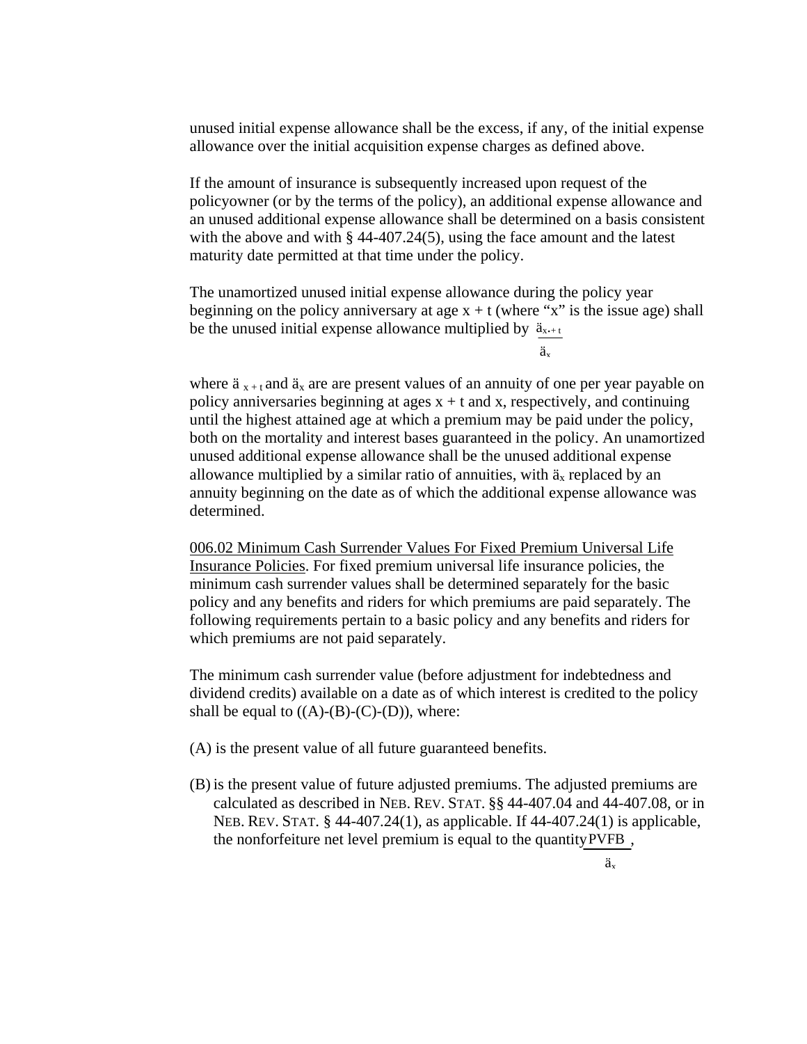unused initial expense allowance shall be the excess, if any, of the initial expense allowance over the initial acquisition expense charges as defined above.

If the amount of insurance is subsequently increased upon request of the policyowner (or by the terms of the policy), an additional expense allowance and an unused additional expense allowance shall be determined on a basis consistent with the above and with § 44-407.24(5), using the face amount and the latest maturity date permitted at that time under the policy.

The unamortized unused initial expense allowance during the policy year beginning on the policy anniversary at age x + t (where "x" is the issue age) shall be the unused initial expense allowance multiplied by $\frac{\ddot{a}_{x+t}}{\ddot{a}_x}$

where $\ddot{a}_{x+t}$ and $\ddot{a}_x$ are are present values of an annuity of one per year payable on policy anniversaries beginning at ages x + t and x, respectively, and continuing until the highest attained age at which a premium may be paid under the policy, both on the mortality and interest bases guaranteed in the policy. An unamortized unused additional expense allowance shall be the unused additional expense allowance multiplied by a similar ratio of annuities, with $\ddot{a}_x$ replaced by an annuity beginning on the date as of which the additional expense allowance was determined.

<u>006.02 Minimum Cash Surrender Values For Fixed Premium Universal Life Insurance Policies</u>. For fixed premium universal life insurance policies, the minimum cash surrender values shall be determined separately for the basic policy and any benefits and riders for which premiums are paid separately. The following requirements pertain to a basic policy and any benefits and riders for which premiums are not paid separately.

The minimum cash surrender value (before adjustment for indebtedness and dividend credits) available on a date as of which interest is credited to the policy shall be equal to ((A)-(B)-(C)-(D)), where:

(A) is the present value of all future guaranteed benefits.

(B) is the present value of future adjusted premiums. The adjusted premiums are calculated as described in NEB. REV. STAT. §§ 44-407.04 and 44-407.08, or in NEB. REV. STAT. § 44-407.24(1), as applicable. If 44-407.24(1) is applicable, the nonforfeiture net level premium is equal to the quantity $\frac{PVFB}{\ddot{a}_x}$,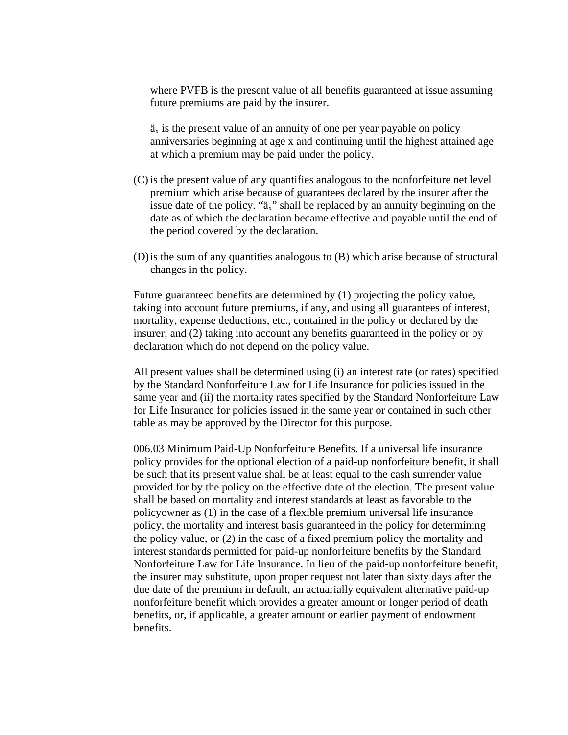where PVFB is the present value of all benefits guaranteed at issue assuming future premiums are paid by the insurer.

$\ddot{a}_x$ is the present value of an annuity of one per year payable on policy anniversaries beginning at age x and continuing until the highest attained age at which a premium may be paid under the policy.

(C) is the present value of any quantifies analogous to the nonforfeiture net level premium which arise because of guarantees declared by the insurer after the issue date of the policy. "$\ddot{a}_x$" shall be replaced by an annuity beginning on the date as of which the declaration became effective and payable until the end of the period covered by the declaration.

(D) is the sum of any quantities analogous to (B) which arise because of structural changes in the policy.

Future guaranteed benefits are determined by (1) projecting the policy value, taking into account future premiums, if any, and using all guarantees of interest, mortality, expense deductions, etc., contained in the policy or declared by the insurer; and (2) taking into account any benefits guaranteed in the policy or by declaration which do not depend on the policy value.

All present values shall be determined using (i) an interest rate (or rates) specified by the Standard Nonforfeiture Law for Life Insurance for policies issued in the same year and (ii) the mortality rates specified by the Standard Nonforfeiture Law for Life Insurance for policies issued in the same year or contained in such other table as may be approved by the Director for this purpose.

006.03 Minimum Paid-Up Nonforfeiture Benefits. If a universal life insurance policy provides for the optional election of a paid-up nonforfeiture benefit, it shall be such that its present value shall be at least equal to the cash surrender value provided for by the policy on the effective date of the election. The present value shall be based on mortality and interest standards at least as favorable to the policyowner as (1) in the case of a flexible premium universal life insurance policy, the mortality and interest basis guaranteed in the policy for determining the policy value, or (2) in the case of a fixed premium policy the mortality and interest standards permitted for paid-up nonforfeiture benefits by the Standard Nonforfeiture Law for Life Insurance. In lieu of the paid-up nonforfeiture benefit, the insurer may substitute, upon proper request not later than sixty days after the due date of the premium in default, an actuarially equivalent alternative paid-up nonforfeiture benefit which provides a greater amount or longer period of death benefits, or, if applicable, a greater amount or earlier payment of endowment benefits.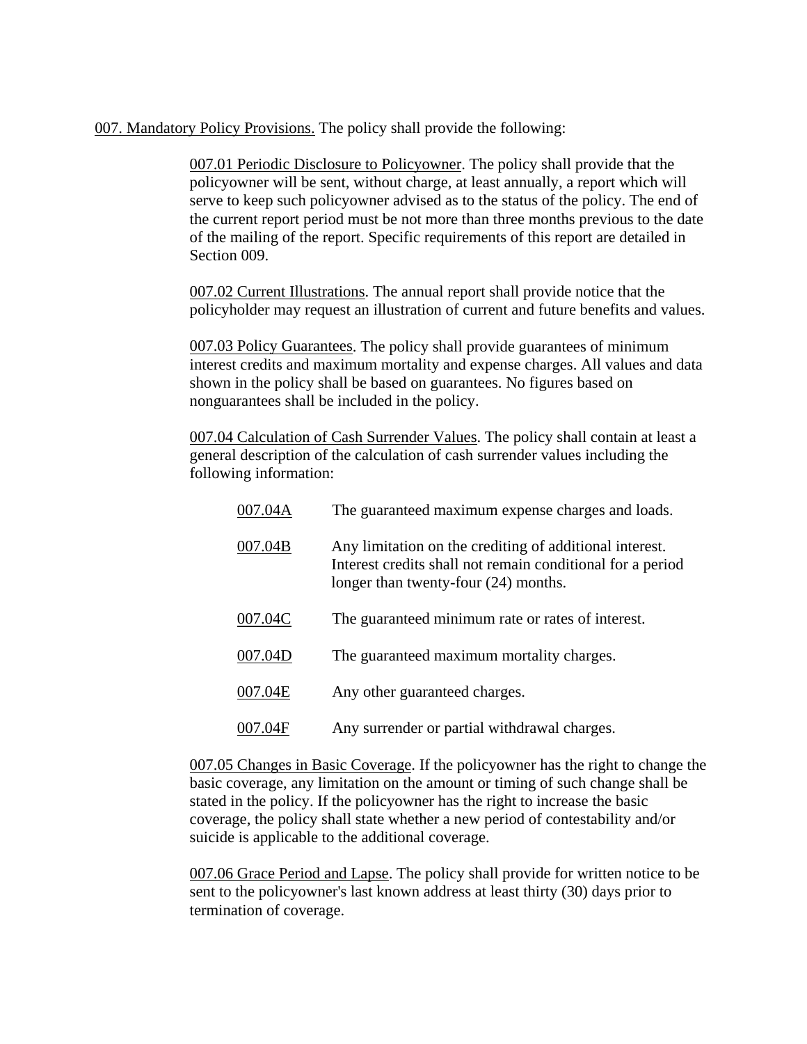007. Mandatory Policy Provisions. The policy shall provide the following:

007.01 Periodic Disclosure to Policyowner. The policy shall provide that the policyowner will be sent, without charge, at least annually, a report which will serve to keep such policyowner advised as to the status of the policy. The end of the current report period must be not more than three months previous to the date of the mailing of the report. Specific requirements of this report are detailed in Section 009.

007.02 Current Illustrations. The annual report shall provide notice that the policyholder may request an illustration of current and future benefits and values.

007.03 Policy Guarantees. The policy shall provide guarantees of minimum interest credits and maximum mortality and expense charges. All values and data shown in the policy shall be based on guarantees. No figures based on nonguarantees shall be included in the policy.

007.04 Calculation of Cash Surrender Values. The policy shall contain at least a general description of the calculation of cash surrender values including the following information:

007.04A The guaranteed maximum expense charges and loads.

007.04B Any limitation on the crediting of additional interest. Interest credits shall not remain conditional for a period longer than twenty-four (24) months.

007.04C The guaranteed minimum rate or rates of interest.

007.04D The guaranteed maximum mortality charges.

007.04E Any other guaranteed charges.

007.04F Any surrender or partial withdrawal charges.

007.05 Changes in Basic Coverage. If the policyowner has the right to change the basic coverage, any limitation on the amount or timing of such change shall be stated in the policy. If the policyowner has the right to increase the basic coverage, the policy shall state whether a new period of contestability and/or suicide is applicable to the additional coverage.

007.06 Grace Period and Lapse. The policy shall provide for written notice to be sent to the policyowner's last known address at least thirty (30) days prior to termination of coverage.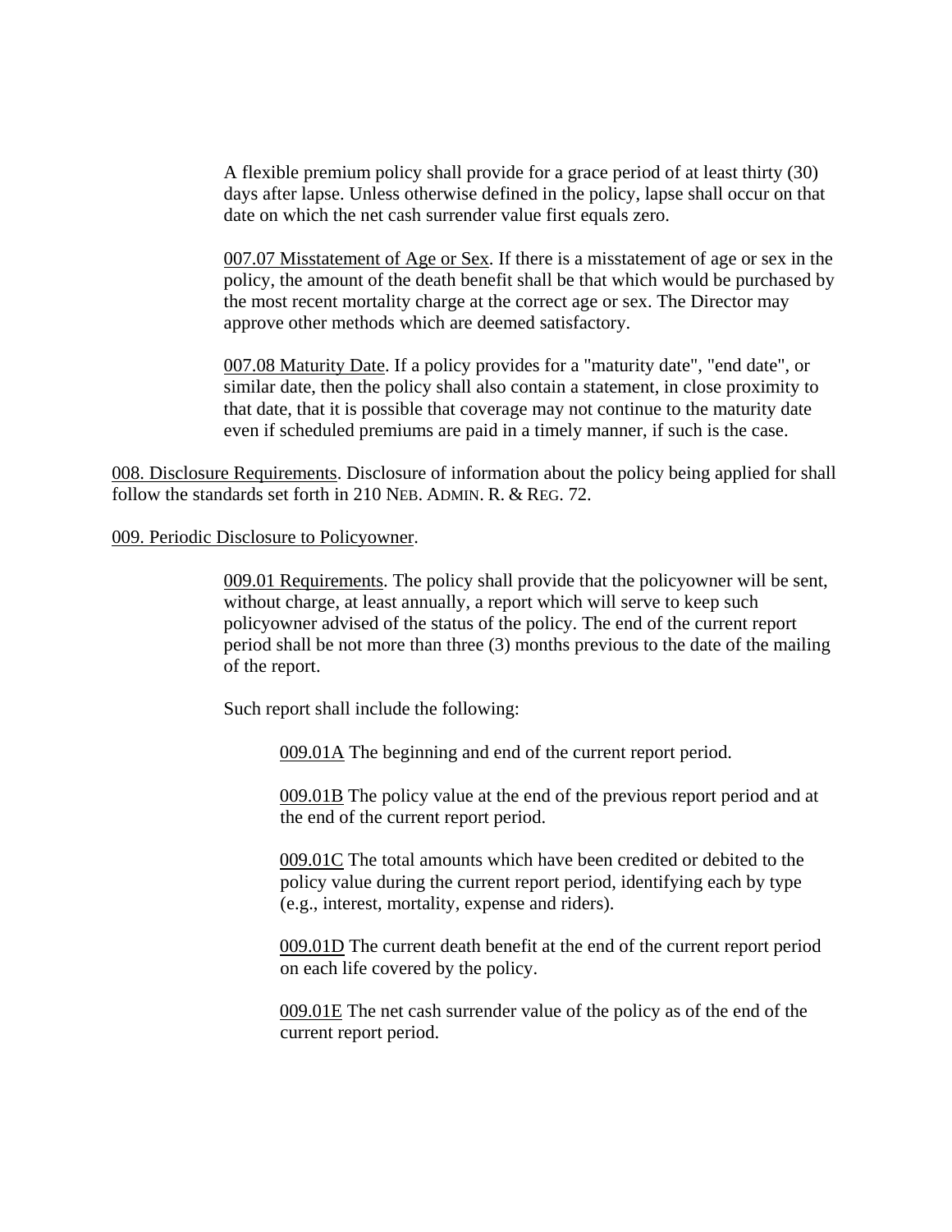A flexible premium policy shall provide for a grace period of at least thirty (30) days after lapse. Unless otherwise defined in the policy, lapse shall occur on that date on which the net cash surrender value first equals zero.

007.07 Misstatement of Age or Sex. If there is a misstatement of age or sex in the policy, the amount of the death benefit shall be that which would be purchased by the most recent mortality charge at the correct age or sex. The Director may approve other methods which are deemed satisfactory.

007.08 Maturity Date. If a policy provides for a "maturity date", "end date", or similar date, then the policy shall also contain a statement, in close proximity to that date, that it is possible that coverage may not continue to the maturity date even if scheduled premiums are paid in a timely manner, if such is the case.

008. Disclosure Requirements. Disclosure of information about the policy being applied for shall follow the standards set forth in 210 NEB. ADMIN. R. & REG. 72.

009. Periodic Disclosure to Policyowner.

009.01 Requirements. The policy shall provide that the policyowner will be sent, without charge, at least annually, a report which will serve to keep such policyowner advised of the status of the policy. The end of the current report period shall be not more than three (3) months previous to the date of the mailing of the report.

Such report shall include the following:

009.01A The beginning and end of the current report period.

009.01B The policy value at the end of the previous report period and at the end of the current report period.

009.01C The total amounts which have been credited or debited to the policy value during the current report period, identifying each by type (e.g., interest, mortality, expense and riders).

009.01D The current death benefit at the end of the current report period on each life covered by the policy.

009.01E The net cash surrender value of the policy as of the end of the current report period.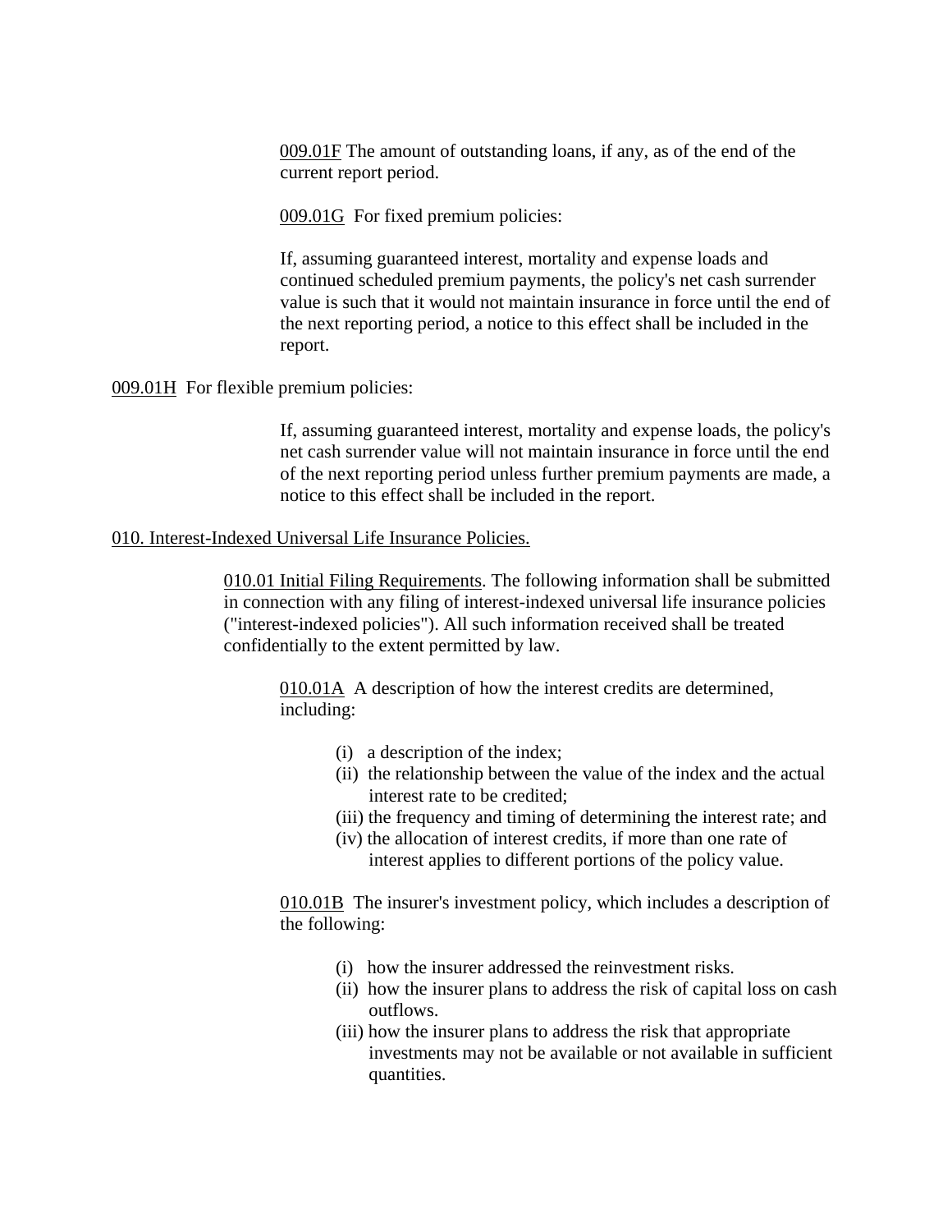<u>009.01F</u> The amount of outstanding loans, if any, as of the end of the current report period.

<u>009.01G</u> For fixed premium policies:

If, assuming guaranteed interest, mortality and expense loads and continued scheduled premium payments, the policy's net cash surrender value is such that it would not maintain insurance in force until the end of the next reporting period, a notice to this effect shall be included in the report.

<u>009.01H</u> For flexible premium policies:

If, assuming guaranteed interest, mortality and expense loads, the policy's net cash surrender value will not maintain insurance in force until the end of the next reporting period unless further premium payments are made, a notice to this effect shall be included in the report.

<u>010. Interest-Indexed Universal Life Insurance Policies.</u>

<u>010.01 Initial Filing Requirements</u>. The following information shall be submitted in connection with any filing of interest-indexed universal life insurance policies ("interest-indexed policies"). All such information received shall be treated confidentially to the extent permitted by law.

<u>010.01A</u> A description of how the interest credits are determined, including:

(i) a description of the index;
(ii) the relationship between the value of the index and the actual interest rate to be credited;
(iii) the frequency and timing of determining the interest rate; and
(iv) the allocation of interest credits, if more than one rate of interest applies to different portions of the policy value.

<u>010.01B</u> The insurer's investment policy, which includes a description of the following:

(i) how the insurer addressed the reinvestment risks.
(ii) how the insurer plans to address the risk of capital loss on cash outflows.
(iii) how the insurer plans to address the risk that appropriate investments may not be available or not available in sufficient quantities.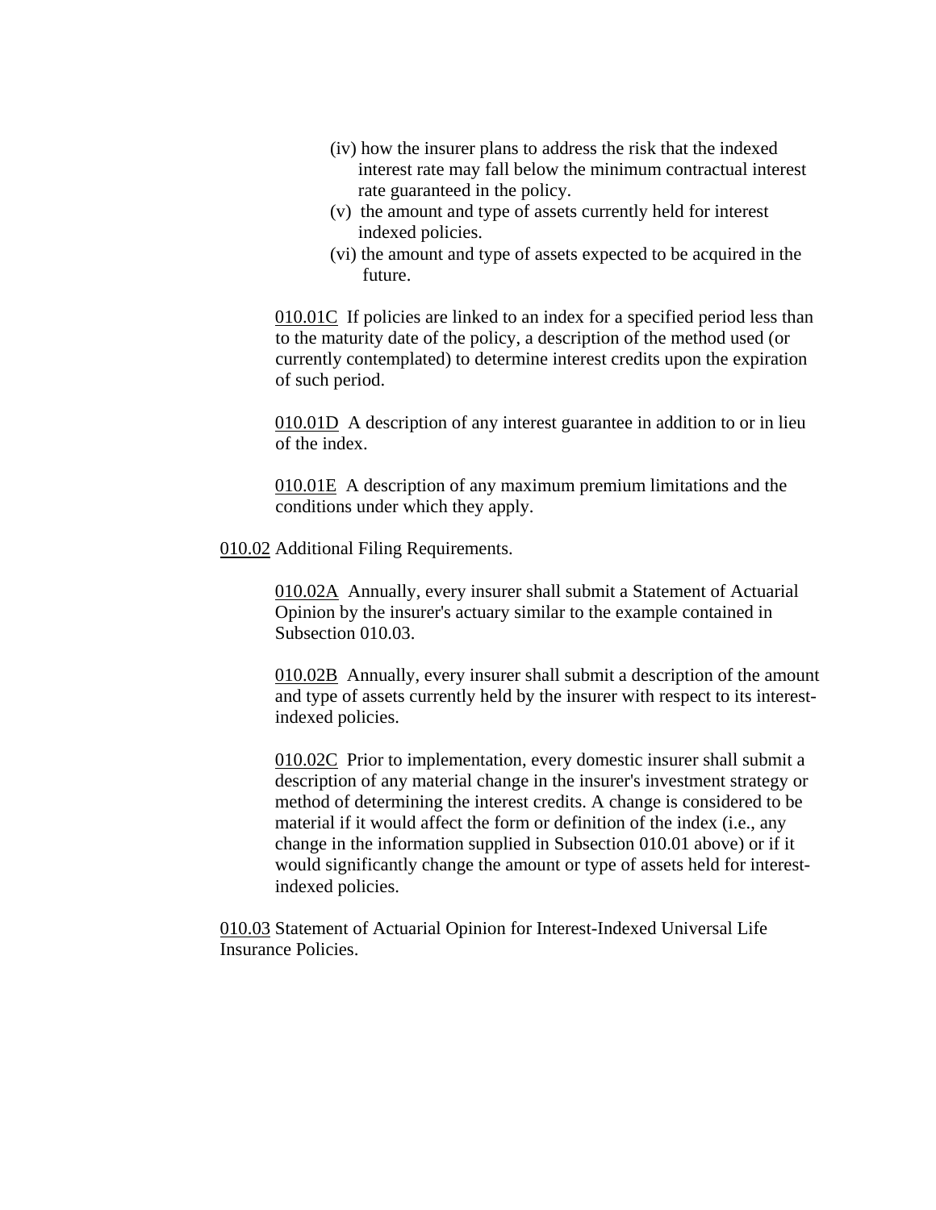(iv) how the insurer plans to address the risk that the indexed interest rate may fall below the minimum contractual interest rate guaranteed in the policy.

(v) the amount and type of assets currently held for interest indexed policies.

(vi) the amount and type of assets expected to be acquired in the future.

010.01C If policies are linked to an index for a specified period less than to the maturity date of the policy, a description of the method used (or currently contemplated) to determine interest credits upon the expiration of such period.

010.01D A description of any interest guarantee in addition to or in lieu of the index.

010.01E A description of any maximum premium limitations and the conditions under which they apply.

010.02 Additional Filing Requirements.

010.02A Annually, every insurer shall submit a Statement of Actuarial Opinion by the insurer's actuary similar to the example contained in Subsection 010.03.

010.02B Annually, every insurer shall submit a description of the amount and type of assets currently held by the insurer with respect to its interest-indexed policies.

010.02C Prior to implementation, every domestic insurer shall submit a description of any material change in the insurer's investment strategy or method of determining the interest credits. A change is considered to be material if it would affect the form or definition of the index (i.e., any change in the information supplied in Subsection 010.01 above) or if it would significantly change the amount or type of assets held for interest-indexed policies.

010.03 Statement of Actuarial Opinion for Interest-Indexed Universal Life Insurance Policies.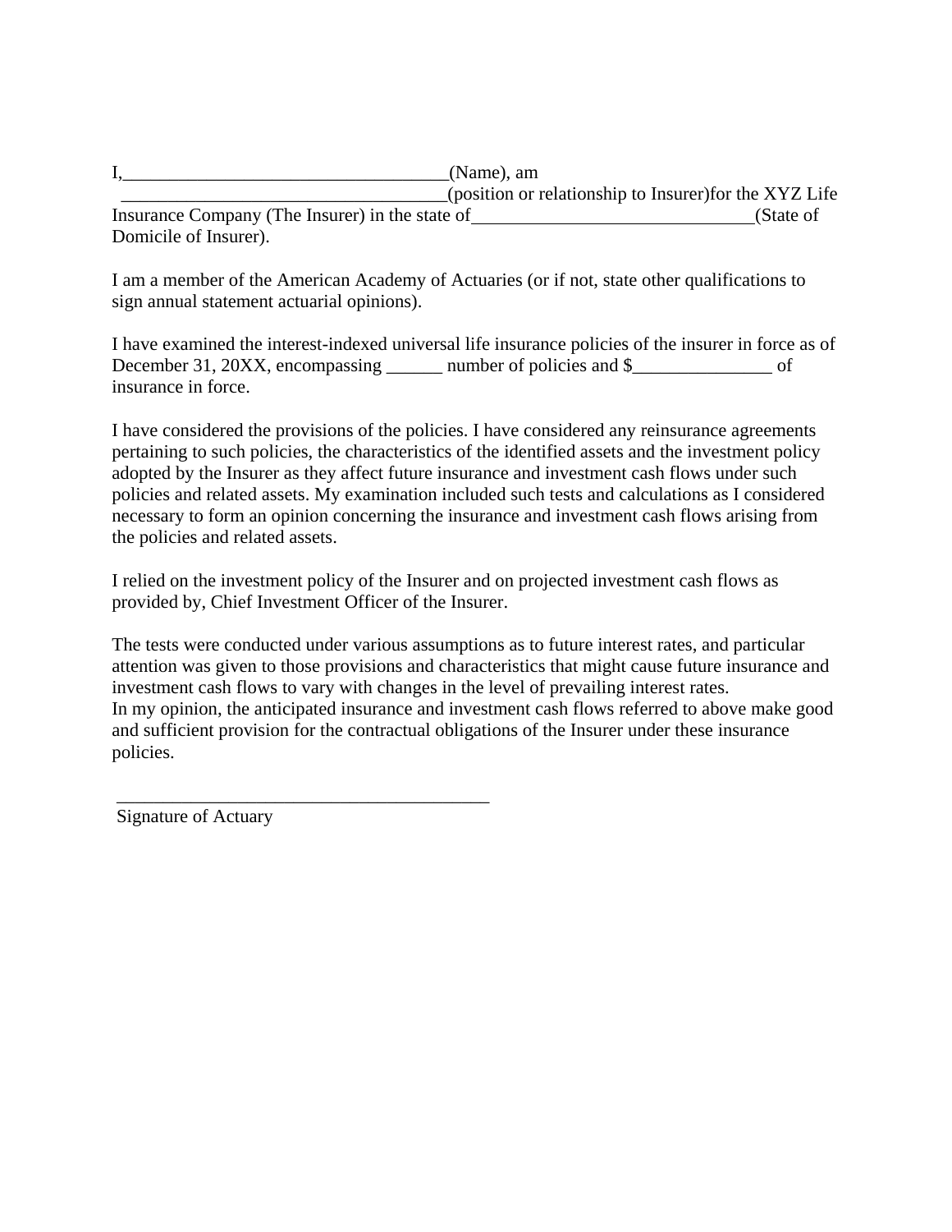I,___________________________________(Name), am
___________________________________(position or relationship to Insurer)for the XYZ Life Insurance Company (The Insurer) in the state of______________________________(State of Domicile of Insurer).

I am a member of the American Academy of Actuaries (or if not, state other qualifications to sign annual statement actuarial opinions).

I have examined the interest-indexed universal life insurance policies of the insurer in force as of December 31, 20XX, encompassing ______ number of policies and $_______________ of insurance in force.

I have considered the provisions of the policies. I have considered any reinsurance agreements pertaining to such policies, the characteristics of the identified assets and the investment policy adopted by the Insurer as they affect future insurance and investment cash flows under such policies and related assets. My examination included such tests and calculations as I considered necessary to form an opinion concerning the insurance and investment cash flows arising from the policies and related assets.

I relied on the investment policy of the Insurer and on projected investment cash flows as provided by, Chief Investment Officer of the Insurer.

The tests were conducted under various assumptions as to future interest rates, and particular attention was given to those provisions and characteristics that might cause future insurance and investment cash flows to vary with changes in the level of prevailing interest rates.
In my opinion, the anticipated insurance and investment cash flows referred to above make good and sufficient provision for the contractual obligations of the Insurer under these insurance policies.

_________________________________________
Signature of Actuary